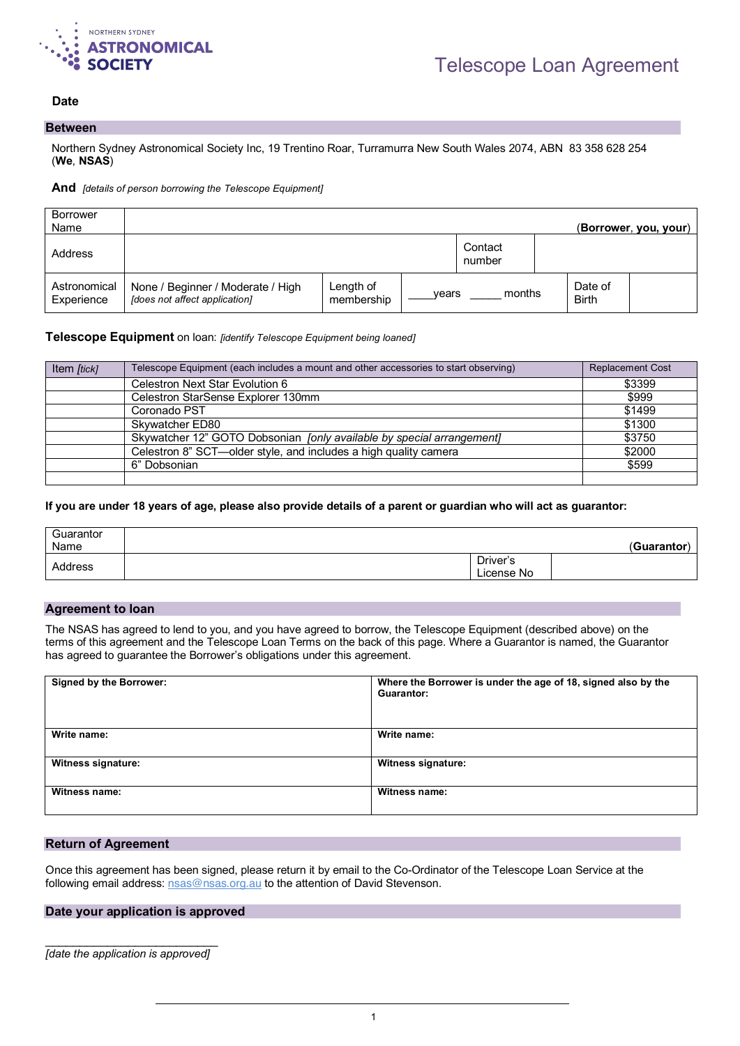NORTHERN SYDNEY **ASTRONOMICAL SOCIETY**

# Telescope Loan Agreement

**Date**

## Between

Northern Sydney Astronomical Society Inc, 19 Trentino Roar, Turramurra New South Wales 2074, ABN 83 358 628 254 (**We**, **NSAS**)

**And** *[details of person borrowing the Telescope Equipment]*

| Borrower Name | | | | | | (**Borrower**, **you**, **your**) |
|---|---|---|---|---|---|---|
| Address | | | | Contact number | | |
| Astronomical Experience | None / Beginner / Moderate / High *[does not affect application]* | Length of membership | \_\_\_\_years \_\_\_\_\_ months | | Date of Birth | |

**Telescope Equipment** on loan: *[identify Telescope Equipment being loaned]*

| Item *[tick]* | Telescope Equipment (each includes a mount and other accessories to start observing) | Replacement Cost |
|---|---|---|
| | Celestron Next Star Evolution 6 | $3399 |
| | Celestron StarSense Explorer 130mm | $999 |
| | Coronado PST | $1499 |
| | Skywatcher ED80 | $1300 |
| | Skywatcher 12” GOTO Dobsonian *[only available by special arrangement]* | $3750 |
| | Celestron 8” SCT—older style, and includes a high quality camera | $2000 |
| | 6” Dobsonian | $599 |
| | | |

**If you are under 18 years of age, please also provide details of a parent or guardian who will act as guarantor:**

| Guarantor Name | | | (**Guarantor**) |
|---|---|---|---|
| Address | | Driver’s License No | |

## Agreement to loan

The NSAS has agreed to lend to you, and you have agreed to borrow, the Telescope Equipment (described above) on the terms of this agreement and the Telescope Loan Terms on the back of this page. Where a Guarantor is named, the Guarantor has agreed to guarantee the Borrower’s obligations under this agreement.

| **Signed by the Borrower:** | **Where the Borrower is under the age of 18, signed also by the Guarantor:** |
|---|---|
| **Write name:** | **Write name:** |
| **Witness signature:** | **Witness signature:** |
| **Witness name:** | **Witness name:** |

## Return of Agreement

Once this agreement has been signed, please return it by email to the Co-Ordinator of the Telescope Loan Service at the following email address: nsas@nsas.org.au to the attention of David Stevenson.

## Date your application is approved

\_\_\_\_\_\_\_\_\_\_\_\_\_\_\_\_\_\_\_\_\_\_\_\_\_\_\_\_\_\_

*[date the application is approved]*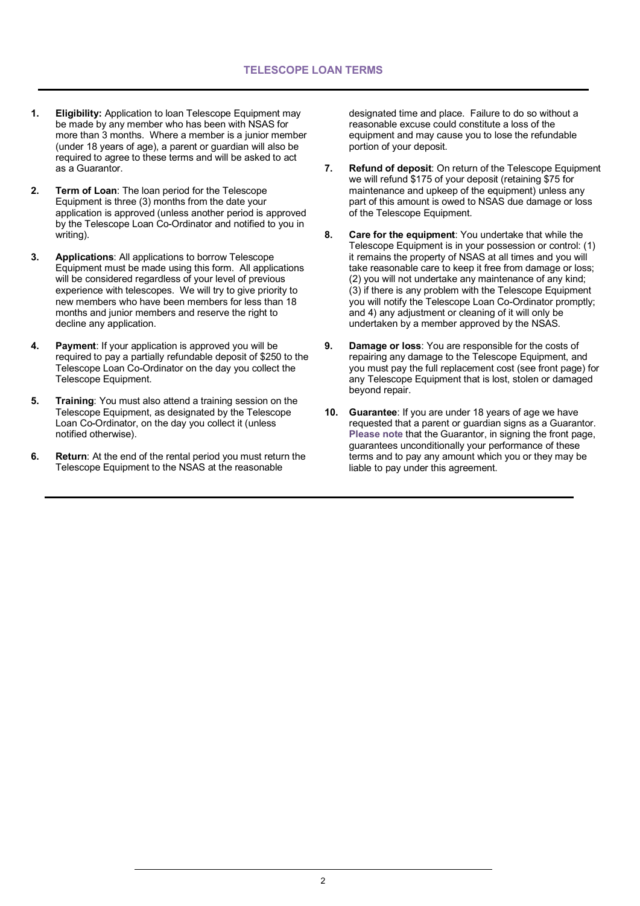## TELESCOPE LOAN TERMS

1. **Eligibility:** Application to loan Telescope Equipment may be made by any member who has been with NSAS for more than 3 months. Where a member is a junior member (under 18 years of age), a parent or guardian will also be required to agree to these terms and will be asked to act as a Guarantor.

2. **Term of Loan**: The loan period for the Telescope Equipment is three (3) months from the date your application is approved (unless another period is approved by the Telescope Loan Co-Ordinator and notified to you in writing).

3. **Applications**: All applications to borrow Telescope Equipment must be made using this form. All applications will be considered regardless of your level of previous experience with telescopes. We will try to give priority to new members who have been members for less than 18 months and junior members and reserve the right to decline any application.

4. **Payment**: If your application is approved you will be required to pay a partially refundable deposit of $250 to the Telescope Loan Co-Ordinator on the day you collect the Telescope Equipment.

5. **Training**: You must also attend a training session on the Telescope Equipment, as designated by the Telescope Loan Co-Ordinator, on the day you collect it (unless notified otherwise).

6. **Return**: At the end of the rental period you must return the Telescope Equipment to the NSAS at the reasonable designated time and place. Failure to do so without a reasonable excuse could constitute a loss of the equipment and may cause you to lose the refundable portion of your deposit.

7. **Refund of deposit**: On return of the Telescope Equipment we will refund $175 of your deposit (retaining $75 for maintenance and upkeep of the equipment) unless any part of this amount is owed to NSAS due damage or loss of the Telescope Equipment.

8. **Care for the equipment**: You undertake that while the Telescope Equipment is in your possession or control: (1) it remains the property of NSAS at all times and you will take reasonable care to keep it free from damage or loss; (2) you will not undertake any maintenance of any kind; (3) if there is any problem with the Telescope Equipment you will notify the Telescope Loan Co-Ordinator promptly; and 4) any adjustment or cleaning of it will only be undertaken by a member approved by the NSAS.

9. **Damage or loss**: You are responsible for the costs of repairing any damage to the Telescope Equipment, and you must pay the full replacement cost (see front page) for any Telescope Equipment that is lost, stolen or damaged beyond repair.

10. **Guarantee**: If you are under 18 years of age we have requested that a parent or guardian signs as a Guarantor. **Please note** that the Guarantor, in signing the front page, guarantees unconditionally your performance of these terms and to pay any amount which you or they may be liable to pay under this agreement.